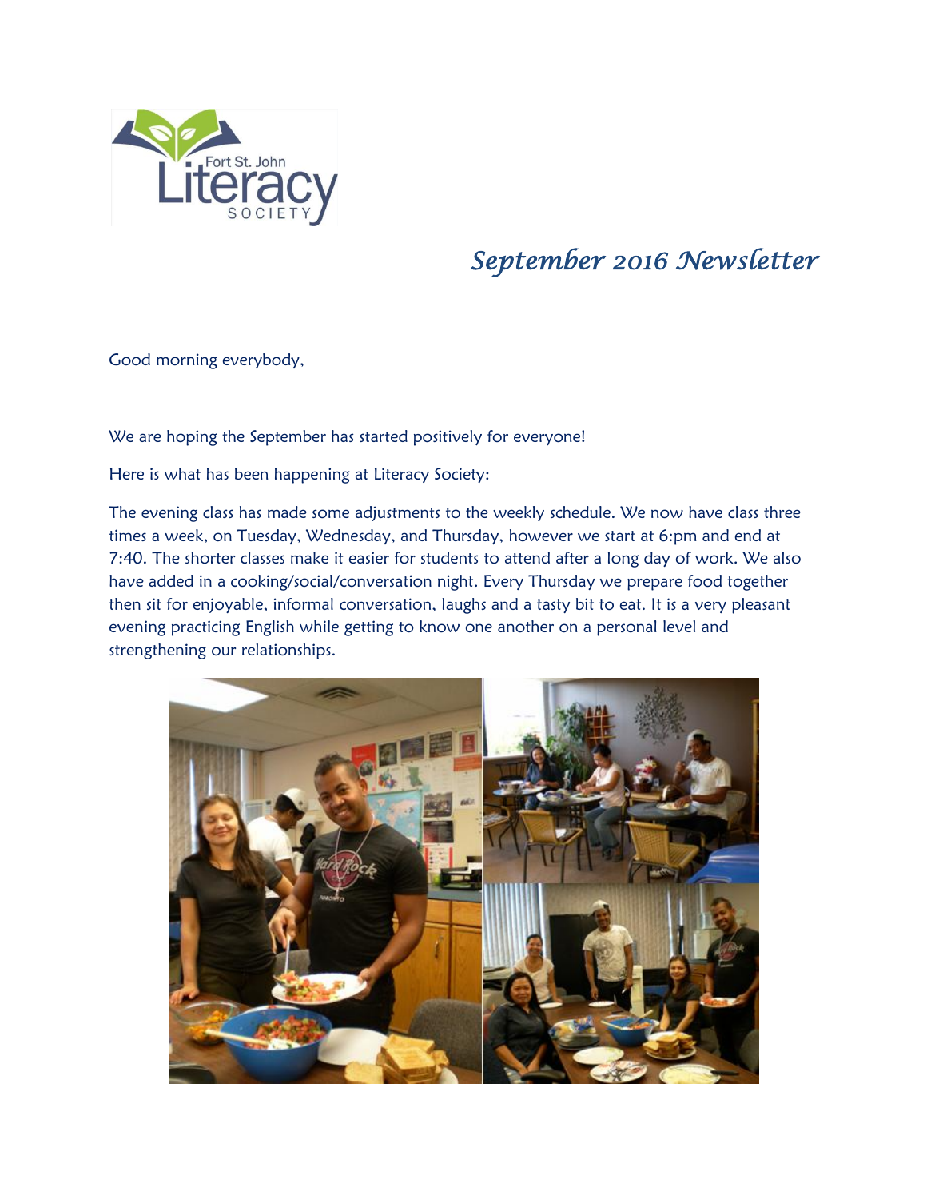Fort St. John Literacy SOCIETY

# September 2016 Newsletter

Good morning everybody,

We are hoping the September has started positively for everyone!

Here is what has been happening at Literacy Society:

The evening class has made some adjustments to the weekly schedule. We now have class three times a week, on Tuesday, Wednesday, and Thursday, however we start at 6:pm and end at 7:40. The shorter classes make it easier for students to attend after a long day of work. We also have added in a cooking/social/conversation night. Every Thursday we prepare food together then sit for enjoyable, informal conversation, laughs and a tasty bit to eat. It is a very pleasant evening practicing English while getting to know one another on a personal level and strengthening our relationships.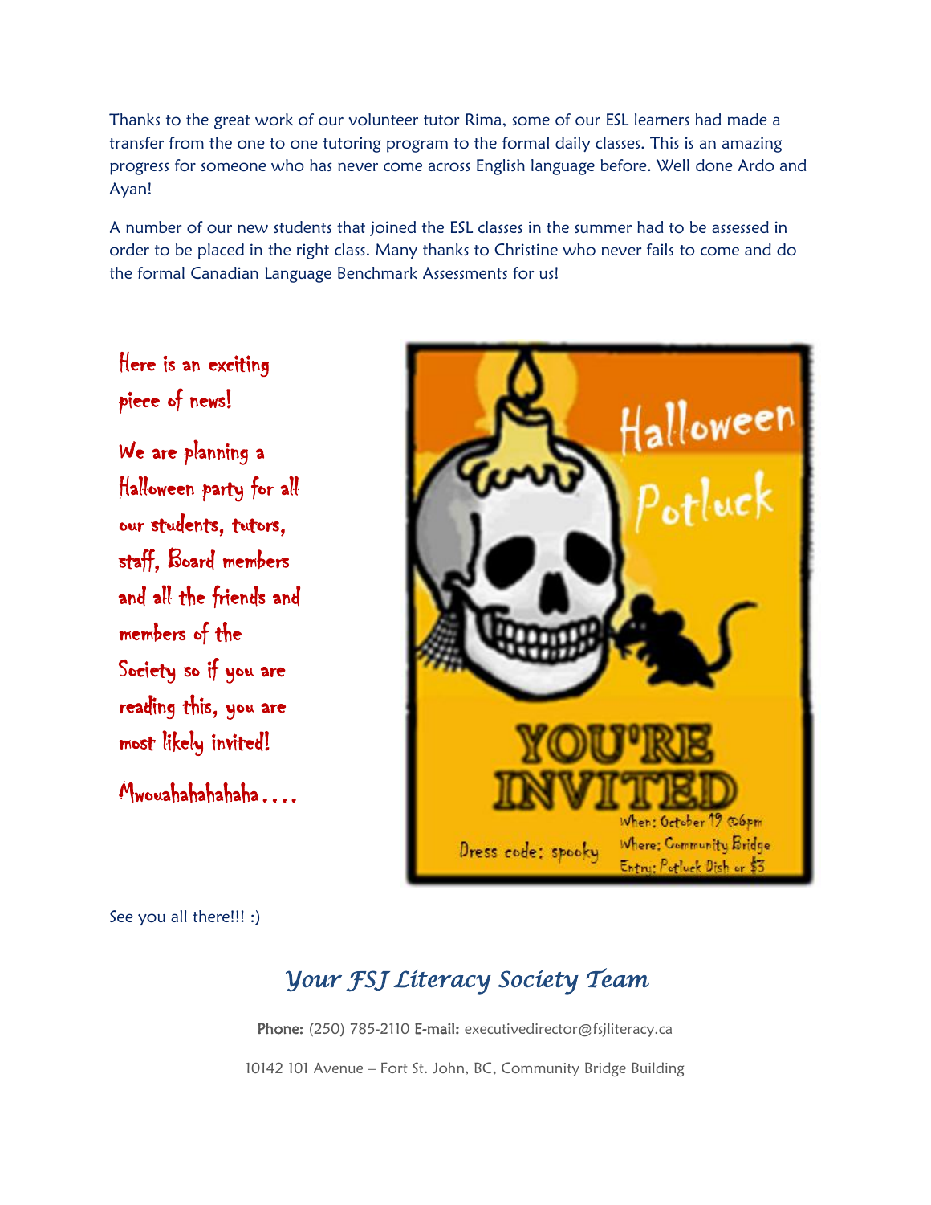Thanks to the great work of our volunteer tutor Rima, some of our ESL learners had made a transfer from the one to one tutoring program to the formal daily classes. This is an amazing progress for someone who has never come across English language before. Well done Ardo and Ayan!

A number of our new students that joined the ESL classes in the summer had to be assessed in order to be placed in the right class. Many thanks to Christine who never fails to come and do the formal Canadian Language Benchmark Assessments for us!

Here is an exciting piece of news!

We are planning a Halloween party for all our students, tutors, staff, Board members and all the friends and members of the Society so if you are reading this, you are most likely invited!

Mwouahahahahaha....

Halloween Potluck

YOU'RE INVITED

When: October 19 @6pm

Where: Community Bridge

Entry: Potluck Dish or $3

Dress code: spooky

See you all there!!! :)

*Your FSJ Literacy Society Team*

**Phone:** (250) 785-2110 **E-mail:** executivedirector@fsjliteracy.ca

10142 101 Avenue – Fort St. John, BC, Community Bridge Building